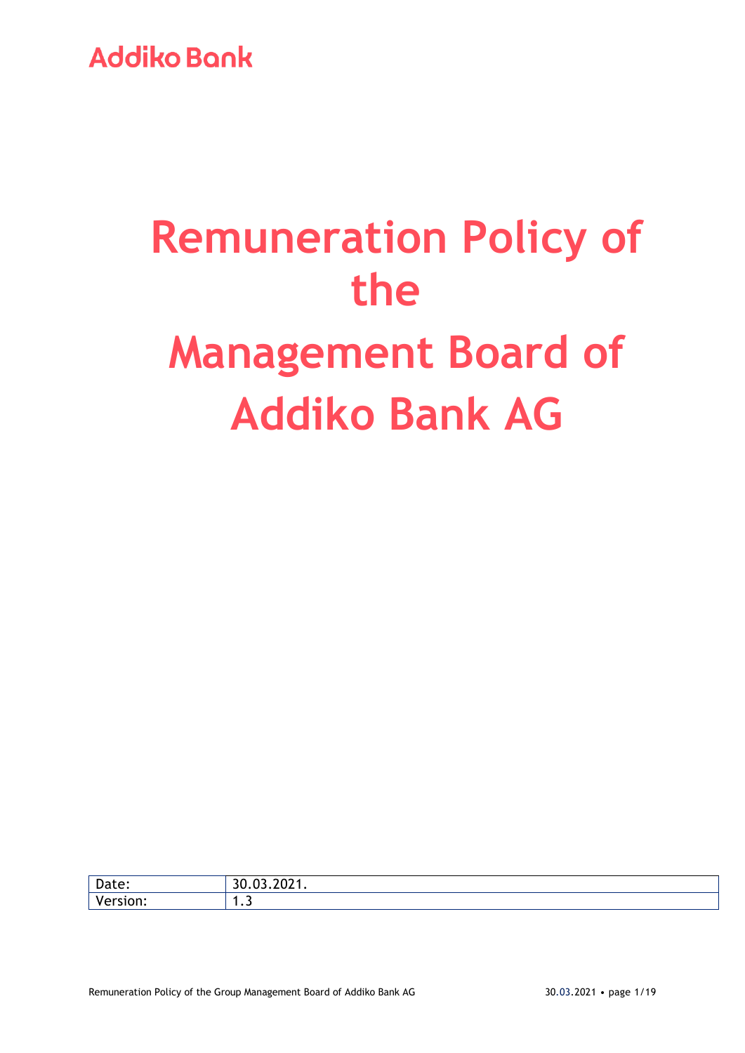Addiko Bank

# Remuneration Policy of the Management Board of Addiko Bank AG

| Date: | 30.03.2021. |
| --- | --- |
| Version: | 1.3 |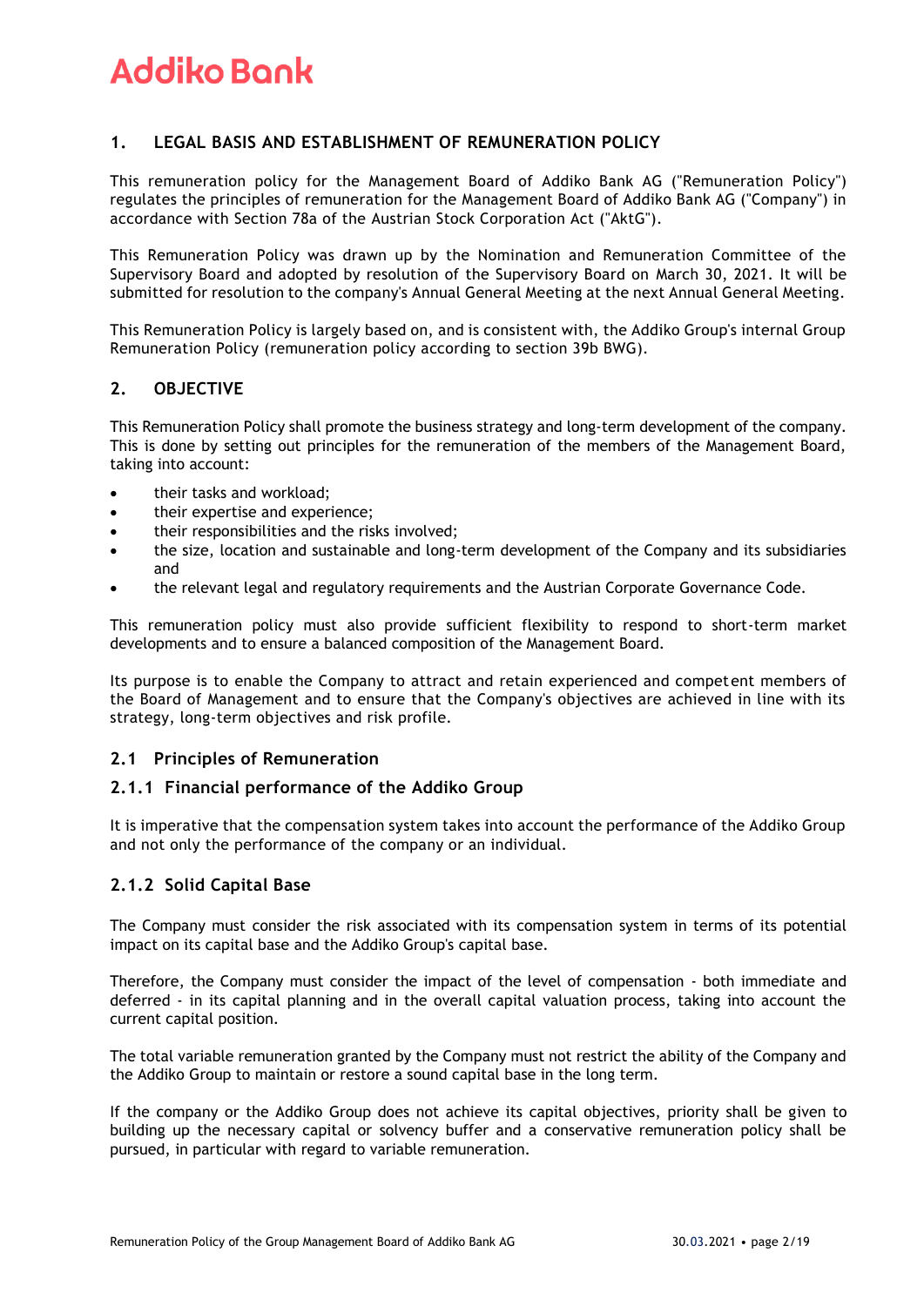## 1. LEGAL BASIS AND ESTABLISHMENT OF REMUNERATION POLICY

This remuneration policy for the Management Board of Addiko Bank AG ("Remuneration Policy") regulates the principles of remuneration for the Management Board of Addiko Bank AG ("Company") in accordance with Section 78a of the Austrian Stock Corporation Act ("AktG").

This Remuneration Policy was drawn up by the Nomination and Remuneration Committee of the Supervisory Board and adopted by resolution of the Supervisory Board on March 30, 2021. It will be submitted for resolution to the company's Annual General Meeting at the next Annual General Meeting.

This Remuneration Policy is largely based on, and is consistent with, the Addiko Group's internal Group Remuneration Policy (remuneration policy according to section 39b BWG).

## 2. OBJECTIVE

This Remuneration Policy shall promote the business strategy and long-term development of the company. This is done by setting out principles for the remuneration of the members of the Management Board, taking into account:

- their tasks and workload;
- their expertise and experience;
- their responsibilities and the risks involved;
- the size, location and sustainable and long-term development of the Company and its subsidiaries and
- the relevant legal and regulatory requirements and the Austrian Corporate Governance Code.

This remuneration policy must also provide sufficient flexibility to respond to short-term market developments and to ensure a balanced composition of the Management Board.

Its purpose is to enable the Company to attract and retain experienced and competent members of the Board of Management and to ensure that the Company's objectives are achieved in line with its strategy, long-term objectives and risk profile.

### 2.1 Principles of Remuneration

#### 2.1.1 Financial performance of the Addiko Group

It is imperative that the compensation system takes into account the performance of the Addiko Group and not only the performance of the company or an individual.

#### 2.1.2 Solid Capital Base

The Company must consider the risk associated with its compensation system in terms of its potential impact on its capital base and the Addiko Group's capital base.

Therefore, the Company must consider the impact of the level of compensation - both immediate and deferred - in its capital planning and in the overall capital valuation process, taking into account the current capital position.

The total variable remuneration granted by the Company must not restrict the ability of the Company and the Addiko Group to maintain or restore a sound capital base in the long term.

If the company or the Addiko Group does not achieve its capital objectives, priority shall be given to building up the necessary capital or solvency buffer and a conservative remuneration policy shall be pursued, in particular with regard to variable remuneration.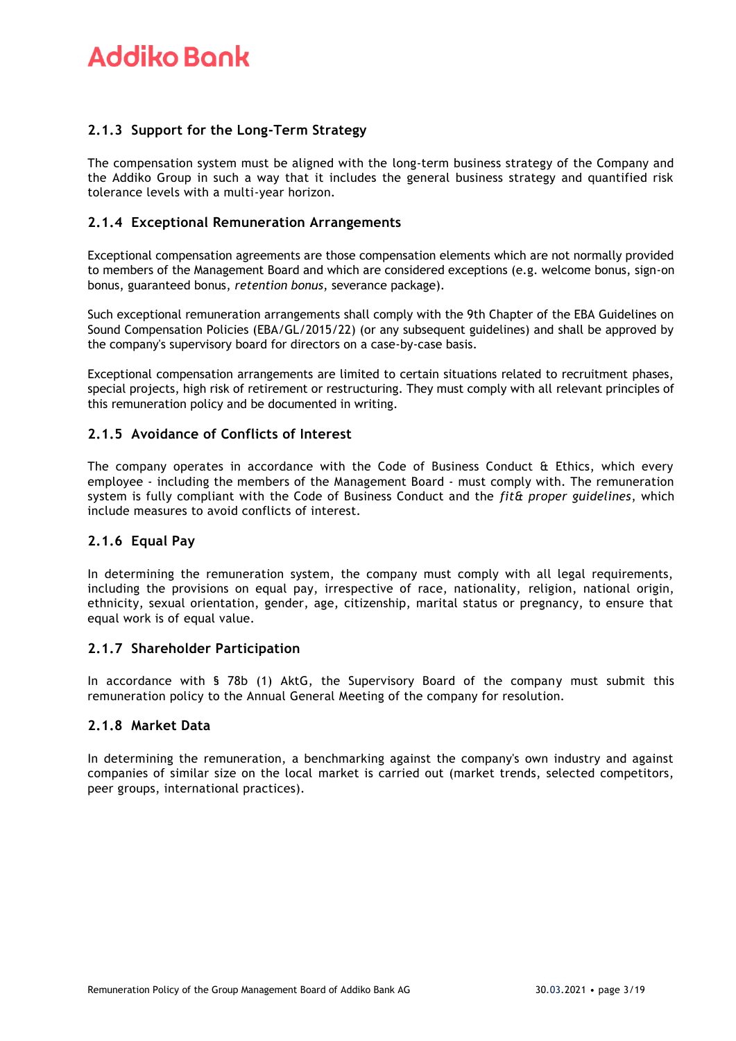### 2.1.3 Support for the Long-Term Strategy

The compensation system must be aligned with the long-term business strategy of the Company and the Addiko Group in such a way that it includes the general business strategy and quantified risk tolerance levels with a multi-year horizon.

### 2.1.4 Exceptional Remuneration Arrangements

Exceptional compensation agreements are those compensation elements which are not normally provided to members of the Management Board and which are considered exceptions (e.g. welcome bonus, sign-on bonus, guaranteed bonus, *retention bonus*, severance package).

Such exceptional remuneration arrangements shall comply with the 9th Chapter of the EBA Guidelines on Sound Compensation Policies (EBA/GL/2015/22) (or any subsequent guidelines) and shall be approved by the company's supervisory board for directors on a case-by-case basis.

Exceptional compensation arrangements are limited to certain situations related to recruitment phases, special projects, high risk of retirement or restructuring. They must comply with all relevant principles of this remuneration policy and be documented in writing.

### 2.1.5 Avoidance of Conflicts of Interest

The company operates in accordance with the Code of Business Conduct & Ethics, which every employee - including the members of the Management Board - must comply with. The remuneration system is fully compliant with the Code of Business Conduct and the *fit& proper guidelines*, which include measures to avoid conflicts of interest.

### 2.1.6 Equal Pay

In determining the remuneration system, the company must comply with all legal requirements, including the provisions on equal pay, irrespective of race, nationality, religion, national origin, ethnicity, sexual orientation, gender, age, citizenship, marital status or pregnancy, to ensure that equal work is of equal value.

### 2.1.7 Shareholder Participation

In accordance with § 78b (1) AktG, the Supervisory Board of the company must submit this remuneration policy to the Annual General Meeting of the company for resolution.

### 2.1.8 Market Data

In determining the remuneration, a benchmarking against the company's own industry and against companies of similar size on the local market is carried out (market trends, selected competitors, peer groups, international practices).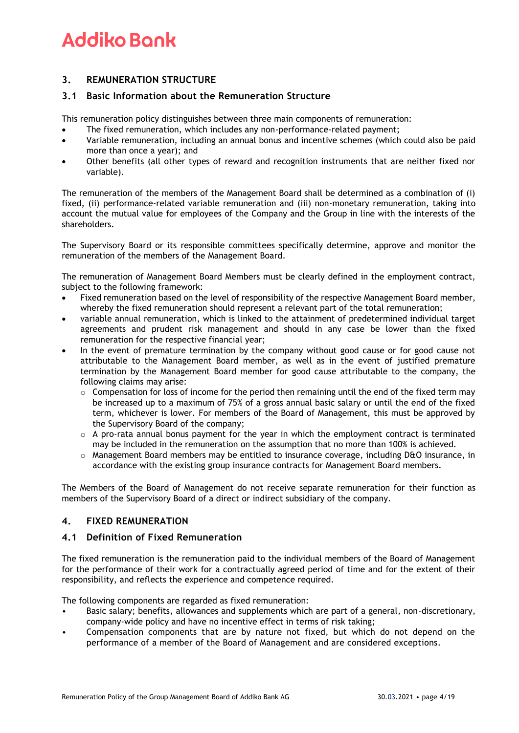## 3. REMUNERATION STRUCTURE

### 3.1 Basic Information about the Remuneration Structure

This remuneration policy distinguishes between three main components of remuneration:

- The fixed remuneration, which includes any non-performance-related payment;
- Variable remuneration, including an annual bonus and incentive schemes (which could also be paid more than once a year); and
- Other benefits (all other types of reward and recognition instruments that are neither fixed nor variable).

The remuneration of the members of the Management Board shall be determined as a combination of (i) fixed, (ii) performance-related variable remuneration and (iii) non-monetary remuneration, taking into account the mutual value for employees of the Company and the Group in line with the interests of the shareholders.

The Supervisory Board or its responsible committees specifically determine, approve and monitor the remuneration of the members of the Management Board.

The remuneration of Management Board Members must be clearly defined in the employment contract, subject to the following framework:

- Fixed remuneration based on the level of responsibility of the respective Management Board member, whereby the fixed remuneration should represent a relevant part of the total remuneration;
- variable annual remuneration, which is linked to the attainment of predetermined individual target agreements and prudent risk management and should in any case be lower than the fixed remuneration for the respective financial year;
- In the event of premature termination by the company without good cause or for good cause not attributable to the Management Board member, as well as in the event of justified premature termination by the Management Board member for good cause attributable to the company, the following claims may arise:
  - Compensation for loss of income for the period then remaining until the end of the fixed term may be increased up to a maximum of 75% of a gross annual basic salary or until the end of the fixed term, whichever is lower. For members of the Board of Management, this must be approved by the Supervisory Board of the company;
  - A pro-rata annual bonus payment for the year in which the employment contract is terminated may be included in the remuneration on the assumption that no more than 100% is achieved.
  - Management Board members may be entitled to insurance coverage, including D&O insurance, in accordance with the existing group insurance contracts for Management Board members.

The Members of the Board of Management do not receive separate remuneration for their function as members of the Supervisory Board of a direct or indirect subsidiary of the company.

## 4. FIXED REMUNERATION

### 4.1 Definition of Fixed Remuneration

The fixed remuneration is the remuneration paid to the individual members of the Board of Management for the performance of their work for a contractually agreed period of time and for the extent of their responsibility, and reflects the experience and competence required.

The following components are regarded as fixed remuneration:

- Basic salary; benefits, allowances and supplements which are part of a general, non-discretionary, company-wide policy and have no incentive effect in terms of risk taking;
- Compensation components that are by nature not fixed, but which do not depend on the performance of a member of the Board of Management and are considered exceptions.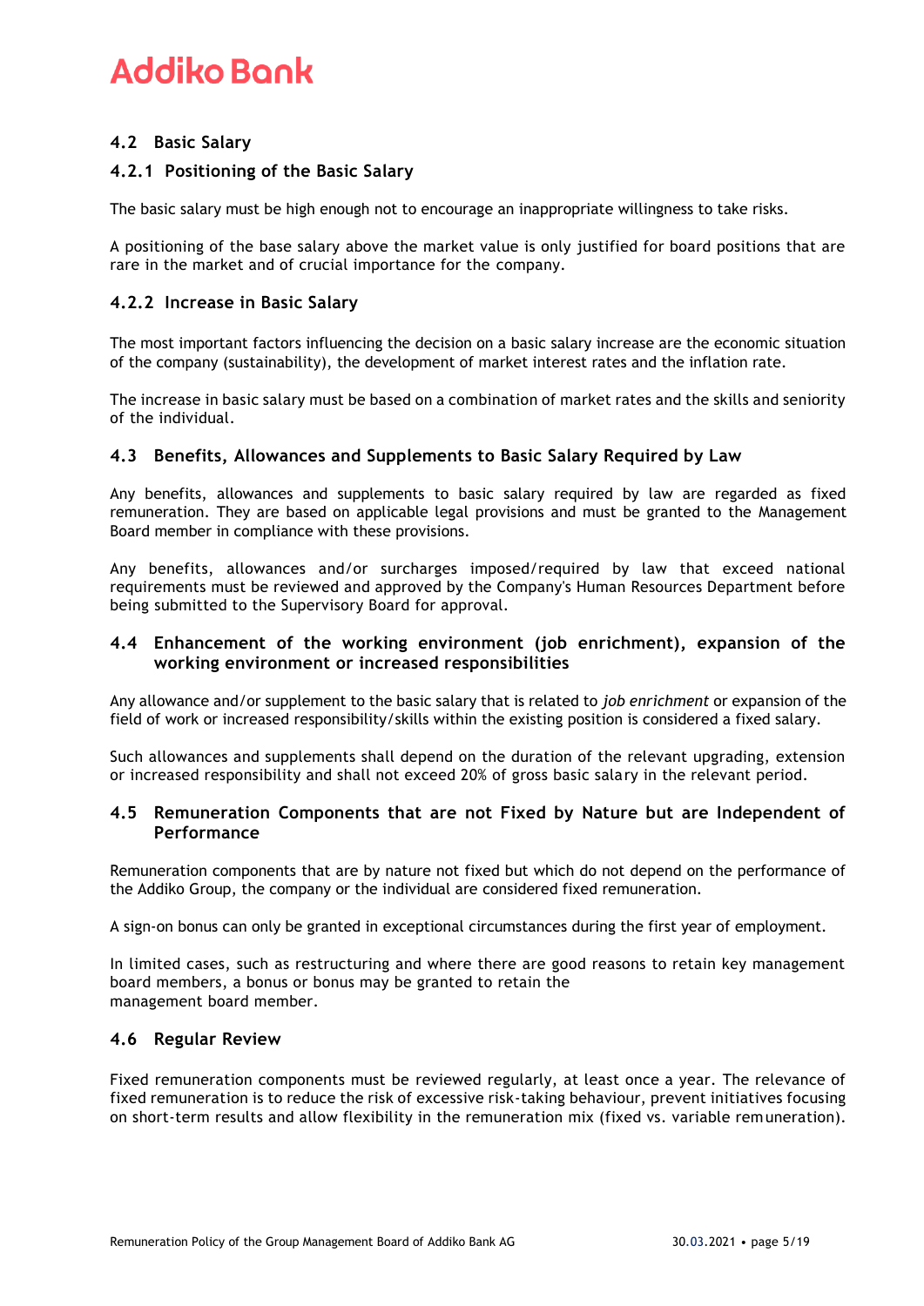### 4.2 Basic Salary

#### 4.2.1 Positioning of the Basic Salary

The basic salary must be high enough not to encourage an inappropriate willingness to take risks.

A positioning of the base salary above the market value is only justified for board positions that are rare in the market and of crucial importance for the company.

#### 4.2.2 Increase in Basic Salary

The most important factors influencing the decision on a basic salary increase are the economic situation of the company (sustainability), the development of market interest rates and the inflation rate.

The increase in basic salary must be based on a combination of market rates and the skills and seniority of the individual.

### 4.3 Benefits, Allowances and Supplements to Basic Salary Required by Law

Any benefits, allowances and supplements to basic salary required by law are regarded as fixed remuneration. They are based on applicable legal provisions and must be granted to the Management Board member in compliance with these provisions.

Any benefits, allowances and/or surcharges imposed/required by law that exceed national requirements must be reviewed and approved by the Company's Human Resources Department before being submitted to the Supervisory Board for approval.

### 4.4 Enhancement of the working environment (job enrichment), expansion of the working environment or increased responsibilities

Any allowance and/or supplement to the basic salary that is related to *job enrichment* or expansion of the field of work or increased responsibility/skills within the existing position is considered a fixed salary.

Such allowances and supplements shall depend on the duration of the relevant upgrading, extension or increased responsibility and shall not exceed 20% of gross basic salary in the relevant period.

### 4.5 Remuneration Components that are not Fixed by Nature but are Independent of Performance

Remuneration components that are by nature not fixed but which do not depend on the performance of the Addiko Group, the company or the individual are considered fixed remuneration.

A sign-on bonus can only be granted in exceptional circumstances during the first year of employment.

In limited cases, such as restructuring and where there are good reasons to retain key management board members, a bonus or bonus may be granted to retain the management board member.

### 4.6 Regular Review

Fixed remuneration components must be reviewed regularly, at least once a year. The relevance of fixed remuneration is to reduce the risk of excessive risk-taking behaviour, prevent initiatives focusing on short-term results and allow flexibility in the remuneration mix (fixed vs. variable remuneration).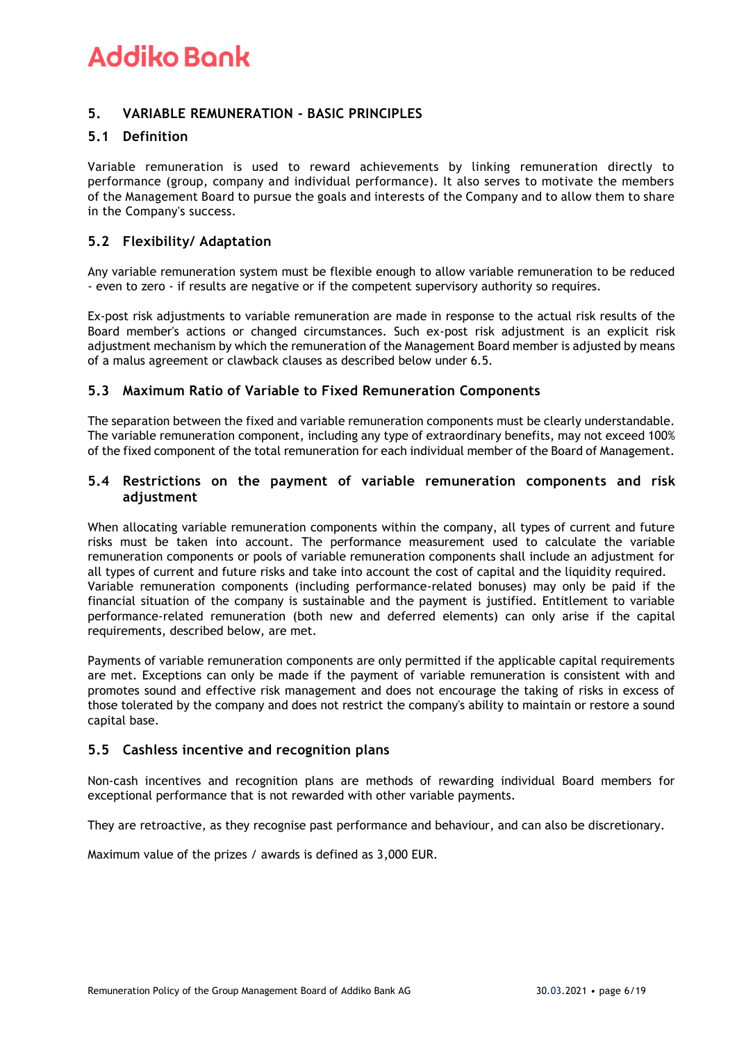## 5. VARIABLE REMUNERATION - BASIC PRINCIPLES

### 5.1 Definition

Variable remuneration is used to reward achievements by linking remuneration directly to performance (group, company and individual performance). It also serves to motivate the members of the Management Board to pursue the goals and interests of the Company and to allow them to share in the Company's success.

### 5.2 Flexibility/ Adaptation

Any variable remuneration system must be flexible enough to allow variable remuneration to be reduced - even to zero - if results are negative or if the competent supervisory authority so requires.

Ex-post risk adjustments to variable remuneration are made in response to the actual risk results of the Board member's actions or changed circumstances. Such ex-post risk adjustment is an explicit risk adjustment mechanism by which the remuneration of the Management Board member is adjusted by means of a malus agreement or clawback clauses as described below under 6.5.

### 5.3 Maximum Ratio of Variable to Fixed Remuneration Components

The separation between the fixed and variable remuneration components must be clearly understandable. The variable remuneration component, including any type of extraordinary benefits, may not exceed 100% of the fixed component of the total remuneration for each individual member of the Board of Management.

### 5.4 Restrictions on the payment of variable remuneration components and risk adjustment

When allocating variable remuneration components within the company, all types of current and future risks must be taken into account. The performance measurement used to calculate the variable remuneration components or pools of variable remuneration components shall include an adjustment for all types of current and future risks and take into account the cost of capital and the liquidity required. Variable remuneration components (including performance-related bonuses) may only be paid if the financial situation of the company is sustainable and the payment is justified. Entitlement to variable performance-related remuneration (both new and deferred elements) can only arise if the capital requirements, described below, are met.

Payments of variable remuneration components are only permitted if the applicable capital requirements are met. Exceptions can only be made if the payment of variable remuneration is consistent with and promotes sound and effective risk management and does not encourage the taking of risks in excess of those tolerated by the company and does not restrict the company's ability to maintain or restore a sound capital base.

### 5.5 Cashless incentive and recognition plans

Non-cash incentives and recognition plans are methods of rewarding individual Board members for exceptional performance that is not rewarded with other variable payments.

They are retroactive, as they recognise past performance and behaviour, and can also be discretionary.

Maximum value of the prizes / awards is defined as 3,000 EUR.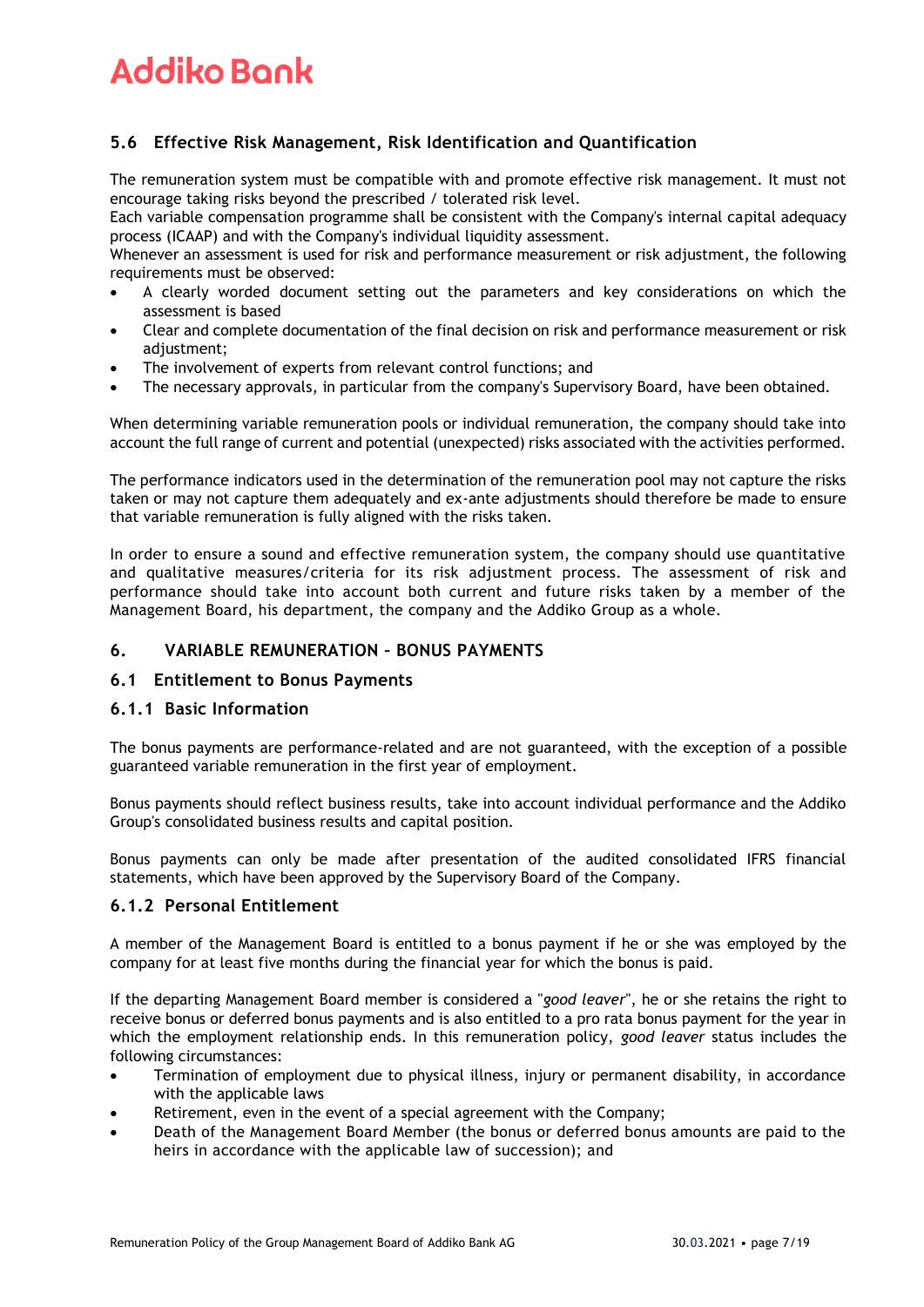### 5.6 Effective Risk Management, Risk Identification and Quantification

The remuneration system must be compatible with and promote effective risk management. It must not encourage taking risks beyond the prescribed / tolerated risk level.
Each variable compensation programme shall be consistent with the Company's internal capital adequacy process (ICAAP) and with the Company's individual liquidity assessment.
Whenever an assessment is used for risk and performance measurement or risk adjustment, the following requirements must be observed:

- A clearly worded document setting out the parameters and key considerations on which the assessment is based
- Clear and complete documentation of the final decision on risk and performance measurement or risk adjustment;
- The involvement of experts from relevant control functions; and
- The necessary approvals, in particular from the company's Supervisory Board, have been obtained.

When determining variable remuneration pools or individual remuneration, the company should take into account the full range of current and potential (unexpected) risks associated with the activities performed.

The performance indicators used in the determination of the remuneration pool may not capture the risks taken or may not capture them adequately and ex-ante adjustments should therefore be made to ensure that variable remuneration is fully aligned with the risks taken.

In order to ensure a sound and effective remuneration system, the company should use quantitative and qualitative measures/criteria for its risk adjustment process. The assessment of risk and performance should take into account both current and future risks taken by a member of the Management Board, his department, the company and the Addiko Group as a whole.

## 6. VARIABLE REMUNERATION – BONUS PAYMENTS

### 6.1 Entitlement to Bonus Payments

#### 6.1.1 Basic Information

The bonus payments are performance-related and are not guaranteed, with the exception of a possible guaranteed variable remuneration in the first year of employment.

Bonus payments should reflect business results, take into account individual performance and the Addiko Group's consolidated business results and capital position.

Bonus payments can only be made after presentation of the audited consolidated IFRS financial statements, which have been approved by the Supervisory Board of the Company.

#### 6.1.2 Personal Entitlement

A member of the Management Board is entitled to a bonus payment if he or she was employed by the company for at least five months during the financial year for which the bonus is paid.

If the departing Management Board member is considered a "*good leaver*", he or she retains the right to receive bonus or deferred bonus payments and is also entitled to a pro rata bonus payment for the year in which the employment relationship ends. In this remuneration policy, *good leaver* status includes the following circumstances:

- Termination of employment due to physical illness, injury or permanent disability, in accordance with the applicable laws
- Retirement, even in the event of a special agreement with the Company;
- Death of the Management Board Member (the bonus or deferred bonus amounts are paid to the heirs in accordance with the applicable law of succession); and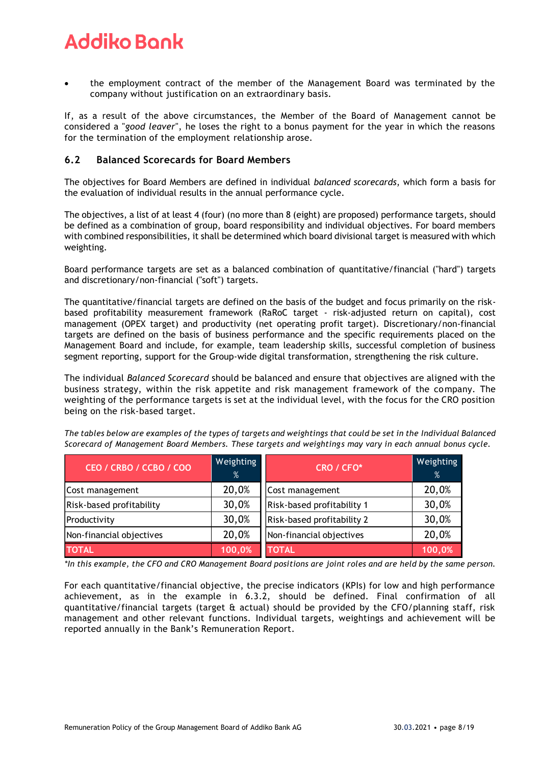- the employment contract of the member of the Management Board was terminated by the company without justification on an extraordinary basis.

If, as a result of the above circumstances, the Member of the Board of Management cannot be considered a "*good leaver*", he loses the right to a bonus payment for the year in which the reasons for the termination of the employment relationship arose.

### 6.2 Balanced Scorecards for Board Members

The objectives for Board Members are defined in individual *balanced scorecards*, which form a basis for the evaluation of individual results in the annual performance cycle.

The objectives, a list of at least 4 (four) (no more than 8 (eight) are proposed) performance targets, should be defined as a combination of group, board responsibility and individual objectives. For board members with combined responsibilities, it shall be determined which board divisional target is measured with which weighting.

Board performance targets are set as a balanced combination of quantitative/financial ("hard") targets and discretionary/non-financial ("soft") targets.

The quantitative/financial targets are defined on the basis of the budget and focus primarily on the risk-based profitability measurement framework (RaRoC target - risk-adjusted return on capital), cost management (OPEX target) and productivity (net operating profit target). Discretionary/non-financial targets are defined on the basis of business performance and the specific requirements placed on the Management Board and include, for example, team leadership skills, successful completion of business segment reporting, support for the Group-wide digital transformation, strengthening the risk culture.

The individual *Balanced Scorecard* should be balanced and ensure that objectives are aligned with the business strategy, within the risk appetite and risk management framework of the company. The weighting of the performance targets is set at the individual level, with the focus for the CRO position being on the risk-based target.

*The tables below are examples of the types of targets and weightings that could be set in the Individual Balanced Scorecard of Management Board Members. These targets and weightings may vary in each annual bonus cycle.*

| CEO / CRBO / CCBO / COO | Weighting % |
|---|---|
| Cost management | 20,0% |
| Risk-based profitability | 30,0% |
| Productivity | 30,0% |
| Non-financial objectives | 20,0% |
| **TOTAL** | **100,0%** |

| CRO / CFO* | Weighting % |
|---|---|
| Cost management | 20,0% |
| Risk-based profitability 1 | 30,0% |
| Risk-based profitability 2 | 30,0% |
| Non-financial objectives | 20,0% |
| **TOTAL** | **100,0%** |

*\*In this example, the CFO and CRO Management Board positions are joint roles and are held by the same person.*

For each quantitative/financial objective, the precise indicators (KPIs) for low and high performance achievement, as in the example in 6.3.2, should be defined. Final confirmation of all quantitative/financial targets (target & actual) should be provided by the CFO/planning staff, risk management and other relevant functions. Individual targets, weightings and achievement will be reported annually in the Bank's Remuneration Report.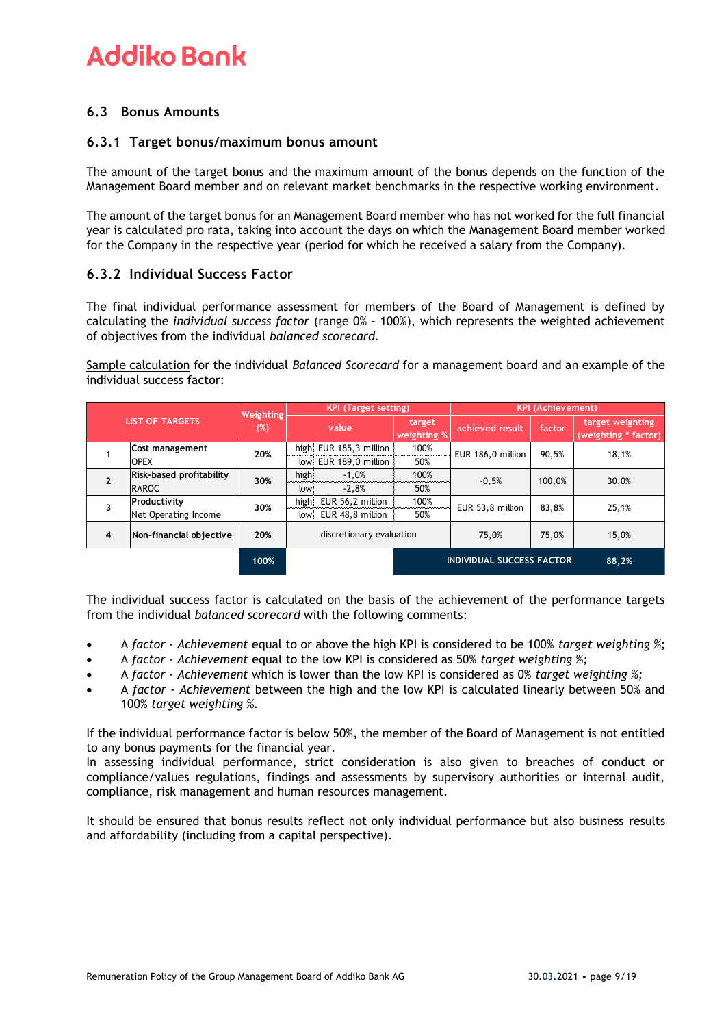Addiko Bank

## 6.3 Bonus Amounts

### 6.3.1 Target bonus/maximum bonus amount

The amount of the target bonus and the maximum amount of the bonus depends on the function of the Management Board member and on relevant market benchmarks in the respective working environment.

The amount of the target bonus for an Management Board member who has not worked for the full financial year is calculated pro rata, taking into account the days on which the Management Board member worked for the Company in the respective year (period for which he received a salary from the Company).

### 6.3.2 Individual Success Factor

The final individual performance assessment for members of the Board of Management is defined by calculating the *individual success factor* (range 0% - 100%), which represents the weighted achievement of objectives from the individual *balanced scorecard*.

<u>Sample calculation</u> for the individual *Balanced Scorecard* for a management board and an example of the individual success factor:

| LIST OF TARGETS | | Weighting (%) | KPI (Target setting) | | | KPI (Achievement) | | |
|---|---|---|---|---|---|---|---|---|
| | | | value | | target weighting % | achieved result | factor | target weighting (weighting * factor) |
| 1 | **Cost management** OPEX | **20%** | high | EUR 185,3 million | 100% | EUR 186,0 million | 90,5% | 18,1% |
| | | | low | EUR 189,0 million | 50% | | | |
| 2 | **Risk-based profitability** RAROC | **30%** | high | -1,0% | 100% | -0,5% | 100,0% | 30,0% |
| | | | low | -2,8% | 50% | | | |
| 3 | **Productivity** Net Operating Income | **30%** | high | EUR 56,2 million | 100% | EUR 53,8 million | 83,8% | 25,1% |
| | | | low | EUR 48,8 million | 50% | | | |
| 4 | **Non-financial objective** | **20%** | discretionary evaluation | | | 75,0% | 75,0% | 15,0% |
| | | 100% | | | INDIVIDUAL SUCCESS FACTOR | | | 88,2% |

The individual success factor is calculated on the basis of the achievement of the performance targets from the individual *balanced scorecard* with the following comments:

- A *factor - Achievement* equal to or above the high KPI is considered to be 100% *target weighting %*;
- A *factor - Achievement* equal to the low KPI is considered as 50% *target weighting %;*
- A *factor - Achievement* which is lower than the low KPI is considered as 0% *target weighting %;*
- A *factor - Achievement* between the high and the low KPI is calculated linearly between 50% and 100% *target weighting %.*

If the individual performance factor is below 50%, the member of the Board of Management is not entitled to any bonus payments for the financial year.
In assessing individual performance, strict consideration is also given to breaches of conduct or compliance/values regulations, findings and assessments by supervisory authorities or internal audit, compliance, risk management and human resources management.

It should be ensured that bonus results reflect not only individual performance but also business results and affordability (including from a capital perspective).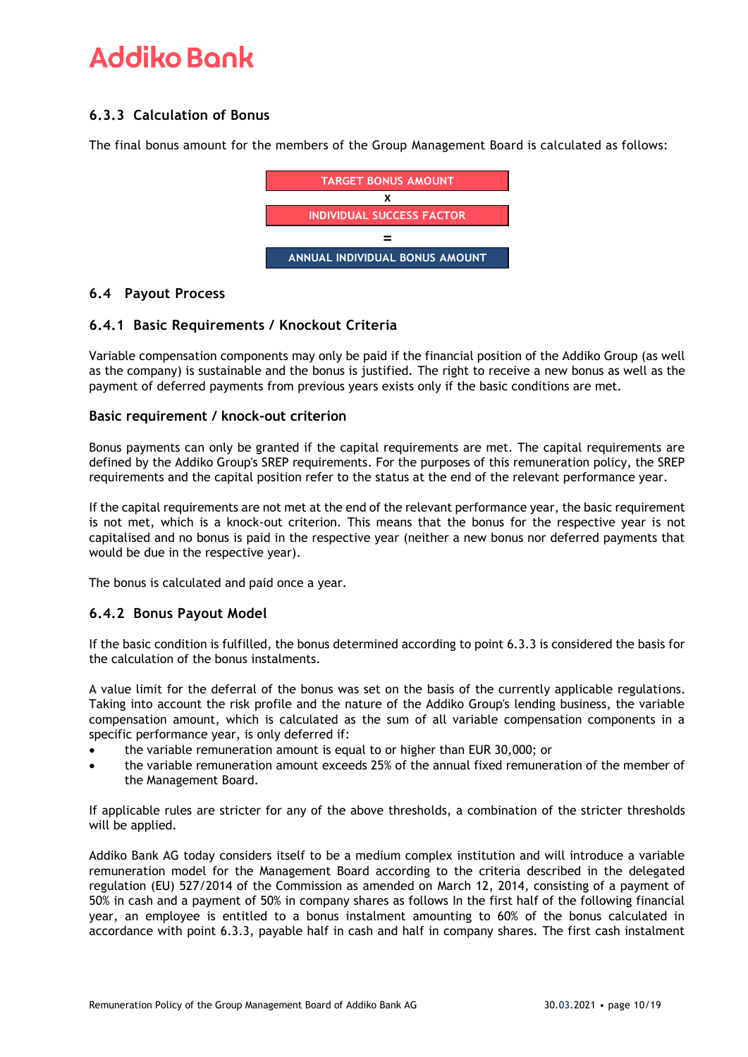### 6.3.3 Calculation of Bonus

The final bonus amount for the members of the Group Management Board is calculated as follows:

**TARGET BONUS AMOUNT**

**x**

**INDIVIDUAL SUCCESS FACTOR**

**=**

**ANNUAL INDIVIDUAL BONUS AMOUNT**

## 6.4 Payout Process

### 6.4.1 Basic Requirements / Knockout Criteria

Variable compensation components may only be paid if the financial position of the Addiko Group (as well as the company) is sustainable and the bonus is justified. The right to receive a new bonus as well as the payment of deferred payments from previous years exists only if the basic conditions are met.

#### Basic requirement / knock-out criterion

Bonus payments can only be granted if the capital requirements are met. The capital requirements are defined by the Addiko Group's SREP requirements. For the purposes of this remuneration policy, the SREP requirements and the capital position refer to the status at the end of the relevant performance year.

If the capital requirements are not met at the end of the relevant performance year, the basic requirement is not met, which is a knock-out criterion. This means that the bonus for the respective year is not capitalised and no bonus is paid in the respective year (neither a new bonus nor deferred payments that would be due in the respective year).

The bonus is calculated and paid once a year.

### 6.4.2 Bonus Payout Model

If the basic condition is fulfilled, the bonus determined according to point 6.3.3 is considered the basis for the calculation of the bonus instalments.

A value limit for the deferral of the bonus was set on the basis of the currently applicable regulations. Taking into account the risk profile and the nature of the Addiko Group's lending business, the variable compensation amount, which is calculated as the sum of all variable compensation components in a specific performance year, is only deferred if:

- the variable remuneration amount is equal to or higher than EUR 30,000; or
- the variable remuneration amount exceeds 25% of the annual fixed remuneration of the member of the Management Board.

If applicable rules are stricter for any of the above thresholds, a combination of the stricter thresholds will be applied.

Addiko Bank AG today considers itself to be a medium complex institution and will introduce a variable remuneration model for the Management Board according to the criteria described in the delegated regulation (EU) 527/2014 of the Commission as amended on March 12, 2014, consisting of a payment of 50% in cash and a payment of 50% in company shares as follows In the first half of the following financial year, an employee is entitled to a bonus instalment amounting to 60% of the bonus calculated in accordance with point 6.3.3, payable half in cash and half in company shares. The first cash instalment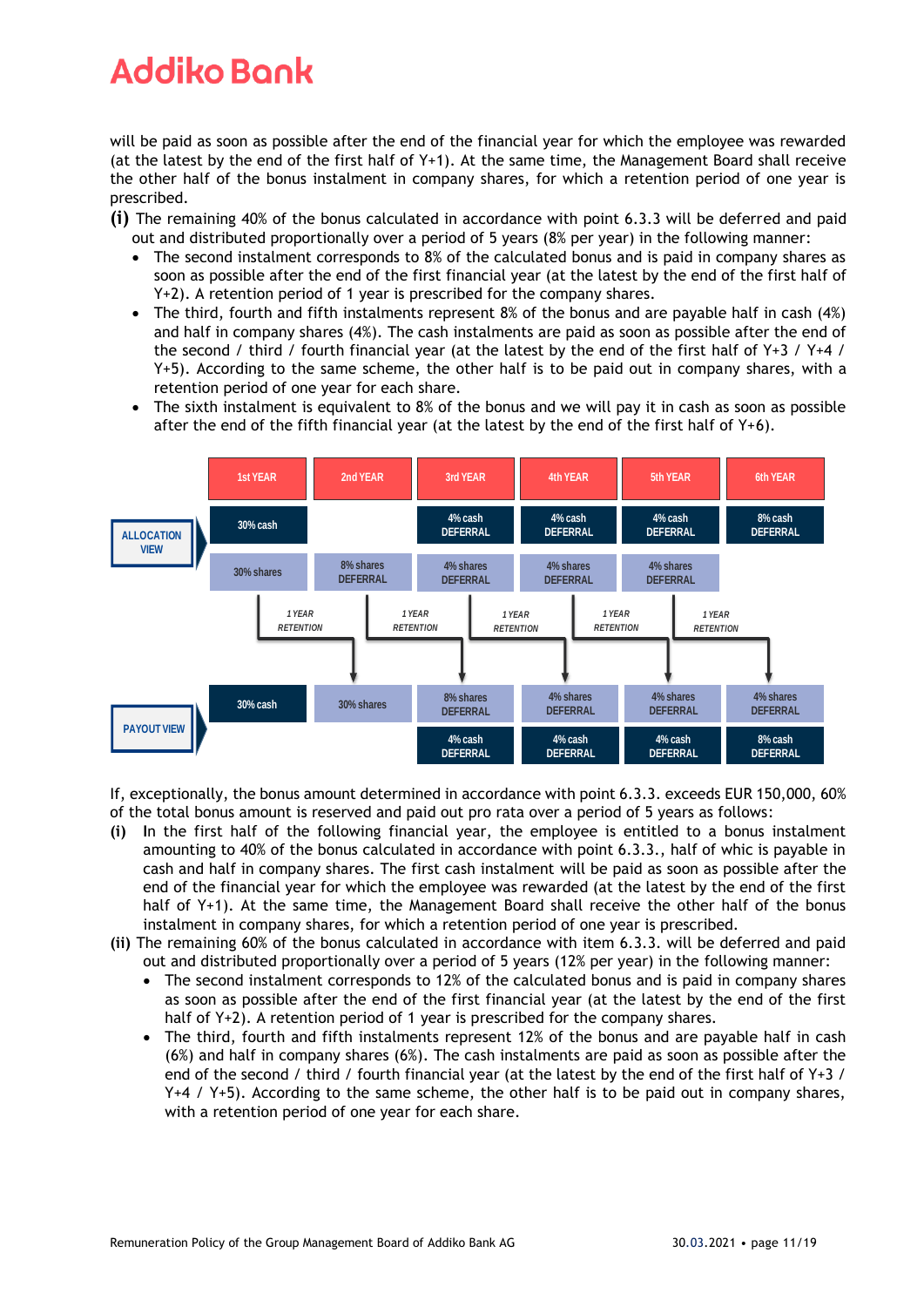will be paid as soon as possible after the end of the financial year for which the employee was rewarded (at the latest by the end of the first half of Y+1). At the same time, the Management Board shall receive the other half of the bonus instalment in company shares, for which a retention period of one year is prescribed.

**(i)** The remaining 40% of the bonus calculated in accordance with point 6.3.3 will be deferred and paid out and distributed proportionally over a period of 5 years (8% per year) in the following manner:

- The second instalment corresponds to 8% of the calculated bonus and is paid in company shares as soon as possible after the end of the first financial year (at the latest by the end of the first half of Y+2). A retention period of 1 year is prescribed for the company shares.
- The third, fourth and fifth instalments represent 8% of the bonus and are payable half in cash (4%) and half in company shares (4%). The cash instalments are paid as soon as possible after the end of the second / third / fourth financial year (at the latest by the end of the first half of Y+3 / Y+4 / Y+5). According to the same scheme, the other half is to be paid out in company shares, with a retention period of one year for each share.
- The sixth instalment is equivalent to 8% of the bonus and we will pay it in cash as soon as possible after the end of the fifth financial year (at the latest by the end of the first half of Y+6).

| | 1st YEAR | 2nd YEAR | 3rd YEAR | 4th YEAR | 5th YEAR | 6th YEAR |
|---|---|---|---|---|---|---|
| **ALLOCATION VIEW** | 30% cash | | 4% cash DEFERRAL | 4% cash DEFERRAL | 4% cash DEFERRAL | 8% cash DEFERRAL |
| | 30% shares | 8% shares DEFERRAL | 4% shares DEFERRAL | 4% shares DEFERRAL | 4% shares DEFERRAL | |
| | 1 YEAR RETENTION | 1 YEAR RETENTION | 1 YEAR RETENTION | 1 YEAR RETENTION | 1 YEAR RETENTION | |
| **PAYOUT VIEW** | 30% cash | 30% shares | 8% shares DEFERRAL | 4% shares DEFERRAL | 4% shares DEFERRAL | 4% shares DEFERRAL |
| | | | 4% cash DEFERRAL | 4% cash DEFERRAL | 4% cash DEFERRAL | 8% cash DEFERRAL |

If, exceptionally, the bonus amount determined in accordance with point 6.3.3. exceeds EUR 150,000, 60% of the total bonus amount is reserved and paid out pro rata over a period of 5 years as follows:

**(i)** In the first half of the following financial year, the employee is entitled to a bonus instalment amounting to 40% of the bonus calculated in accordance with point 6.3.3., half of whic is payable in cash and half in company shares. The first cash instalment will be paid as soon as possible after the end of the financial year for which the employee was rewarded (at the latest by the end of the first half of Y+1). At the same time, the Management Board shall receive the other half of the bonus instalment in company shares, for which a retention period of one year is prescribed.

**(ii)** The remaining 60% of the bonus calculated in accordance with item 6.3.3. will be deferred and paid out and distributed proportionally over a period of 5 years (12% per year) in the following manner:

- The second instalment corresponds to 12% of the calculated bonus and is paid in company shares as soon as possible after the end of the first financial year (at the latest by the end of the first half of Y+2). A retention period of 1 year is prescribed for the company shares.
- The third, fourth and fifth instalments represent 12% of the bonus and are payable half in cash (6%) and half in company shares (6%). The cash instalments are paid as soon as possible after the end of the second / third / fourth financial year (at the latest by the end of the first half of Y+3 / Y+4 / Y+5). According to the same scheme, the other half is to be paid out in company shares, with a retention period of one year for each share.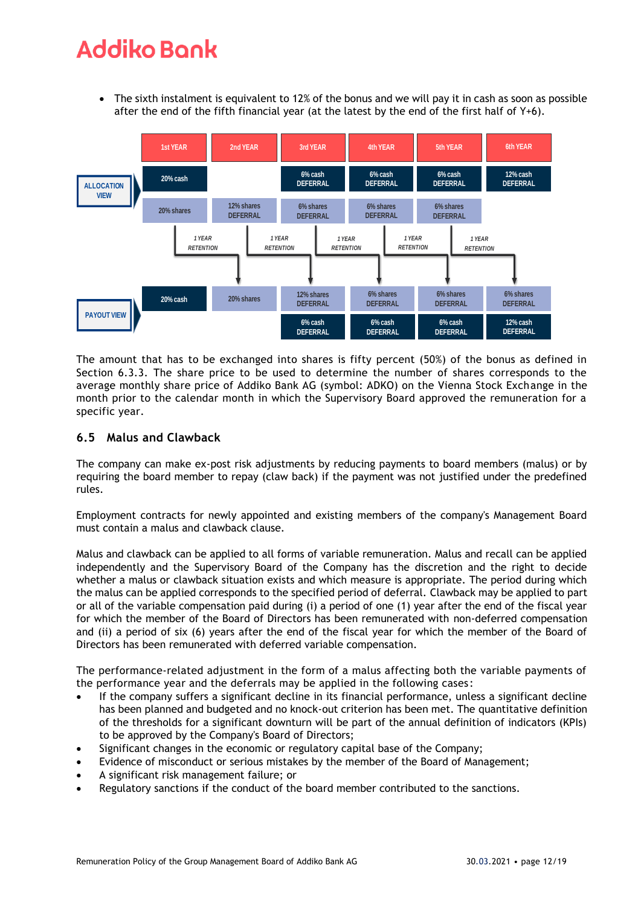- The sixth instalment is equivalent to 12% of the bonus and we will pay it in cash as soon as possible after the end of the fifth financial year (at the latest by the end of the first half of Y+6).

| | 1st YEAR | 2nd YEAR | 3rd YEAR | 4th YEAR | 5th YEAR | 6th YEAR |
|---|---|---|---|---|---|---|
| ALLOCATION VIEW | 20% cash | | 6% cash DEFERRAL | 6% cash DEFERRAL | 6% cash DEFERRAL | 12% cash DEFERRAL |
| | 20% shares | 12% shares DEFERRAL | 6% shares DEFERRAL | 6% shares DEFERRAL | 6% shares DEFERRAL | |
| | | 1 YEAR RETENTION | 1 YEAR RETENTION | 1 YEAR RETENTION | 1 YEAR RETENTION | 1 YEAR RETENTION |
| PAYOUT VIEW | 20% cash | 20% shares | 12% shares DEFERRAL | 6% shares DEFERRAL | 6% shares DEFERRAL | 6% shares DEFERRAL |
| | | | 6% cash DEFERRAL | 6% cash DEFERRAL | 6% cash DEFERRAL | 12% cash DEFERRAL |

The amount that has to be exchanged into shares is fifty percent (50%) of the bonus as defined in Section 6.3.3. The share price to be used to determine the number of shares corresponds to the average monthly share price of Addiko Bank AG (symbol: ADKO) on the Vienna Stock Exchange in the month prior to the calendar month in which the Supervisory Board approved the remuneration for a specific year.

## 6.5 Malus and Clawback

The company can make ex-post risk adjustments by reducing payments to board members (malus) or by requiring the board member to repay (claw back) if the payment was not justified under the predefined rules.

Employment contracts for newly appointed and existing members of the company's Management Board must contain a malus and clawback clause.

Malus and clawback can be applied to all forms of variable remuneration. Malus and recall can be applied independently and the Supervisory Board of the Company has the discretion and the right to decide whether a malus or clawback situation exists and which measure is appropriate. The period during which the malus can be applied corresponds to the specified period of deferral. Clawback may be applied to part or all of the variable compensation paid during (i) a period of one (1) year after the end of the fiscal year for which the member of the Board of Directors has been remunerated with non-deferred compensation and (ii) a period of six (6) years after the end of the fiscal year for which the member of the Board of Directors has been remunerated with deferred variable compensation.

The performance-related adjustment in the form of a malus affecting both the variable payments of the performance year and the deferrals may be applied in the following cases:

- If the company suffers a significant decline in its financial performance, unless a significant decline has been planned and budgeted and no knock-out criterion has been met. The quantitative definition of the thresholds for a significant downturn will be part of the annual definition of indicators (KPIs) to be approved by the Company's Board of Directors;
- Significant changes in the economic or regulatory capital base of the Company;
- Evidence of misconduct or serious mistakes by the member of the Board of Management;
- A significant risk management failure; or
- Regulatory sanctions if the conduct of the board member contributed to the sanctions.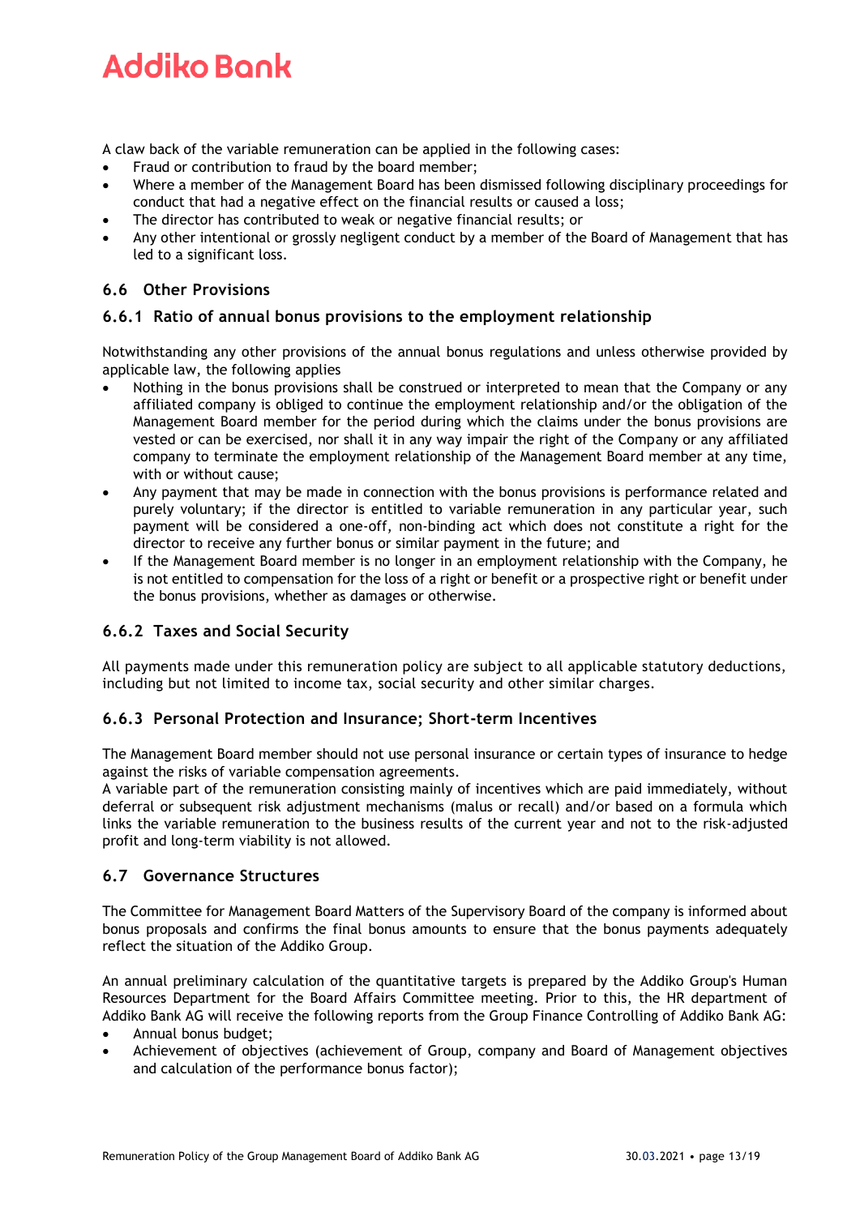A claw back of the variable remuneration can be applied in the following cases:

- Fraud or contribution to fraud by the board member;
- Where a member of the Management Board has been dismissed following disciplinary proceedings for conduct that had a negative effect on the financial results or caused a loss;
- The director has contributed to weak or negative financial results; or
- Any other intentional or grossly negligent conduct by a member of the Board of Management that has led to a significant loss.

## 6.6 Other Provisions

### 6.6.1 Ratio of annual bonus provisions to the employment relationship

Notwithstanding any other provisions of the annual bonus regulations and unless otherwise provided by applicable law, the following applies

- Nothing in the bonus provisions shall be construed or interpreted to mean that the Company or any affiliated company is obliged to continue the employment relationship and/or the obligation of the Management Board member for the period during which the claims under the bonus provisions are vested or can be exercised, nor shall it in any way impair the right of the Company or any affiliated company to terminate the employment relationship of the Management Board member at any time, with or without cause;
- Any payment that may be made in connection with the bonus provisions is performance related and purely voluntary; if the director is entitled to variable remuneration in any particular year, such payment will be considered a one-off, non-binding act which does not constitute a right for the director to receive any further bonus or similar payment in the future; and
- If the Management Board member is no longer in an employment relationship with the Company, he is not entitled to compensation for the loss of a right or benefit or a prospective right or benefit under the bonus provisions, whether as damages or otherwise.

### 6.6.2 Taxes and Social Security

All payments made under this remuneration policy are subject to all applicable statutory deductions, including but not limited to income tax, social security and other similar charges.

### 6.6.3 Personal Protection and Insurance; Short-term Incentives

The Management Board member should not use personal insurance or certain types of insurance to hedge against the risks of variable compensation agreements.
A variable part of the remuneration consisting mainly of incentives which are paid immediately, without deferral or subsequent risk adjustment mechanisms (malus or recall) and/or based on a formula which links the variable remuneration to the business results of the current year and not to the risk-adjusted profit and long-term viability is not allowed.

## 6.7 Governance Structures

The Committee for Management Board Matters of the Supervisory Board of the company is informed about bonus proposals and confirms the final bonus amounts to ensure that the bonus payments adequately reflect the situation of the Addiko Group.

An annual preliminary calculation of the quantitative targets is prepared by the Addiko Group's Human Resources Department for the Board Affairs Committee meeting. Prior to this, the HR department of Addiko Bank AG will receive the following reports from the Group Finance Controlling of Addiko Bank AG:

- Annual bonus budget;
- Achievement of objectives (achievement of Group, company and Board of Management objectives and calculation of the performance bonus factor);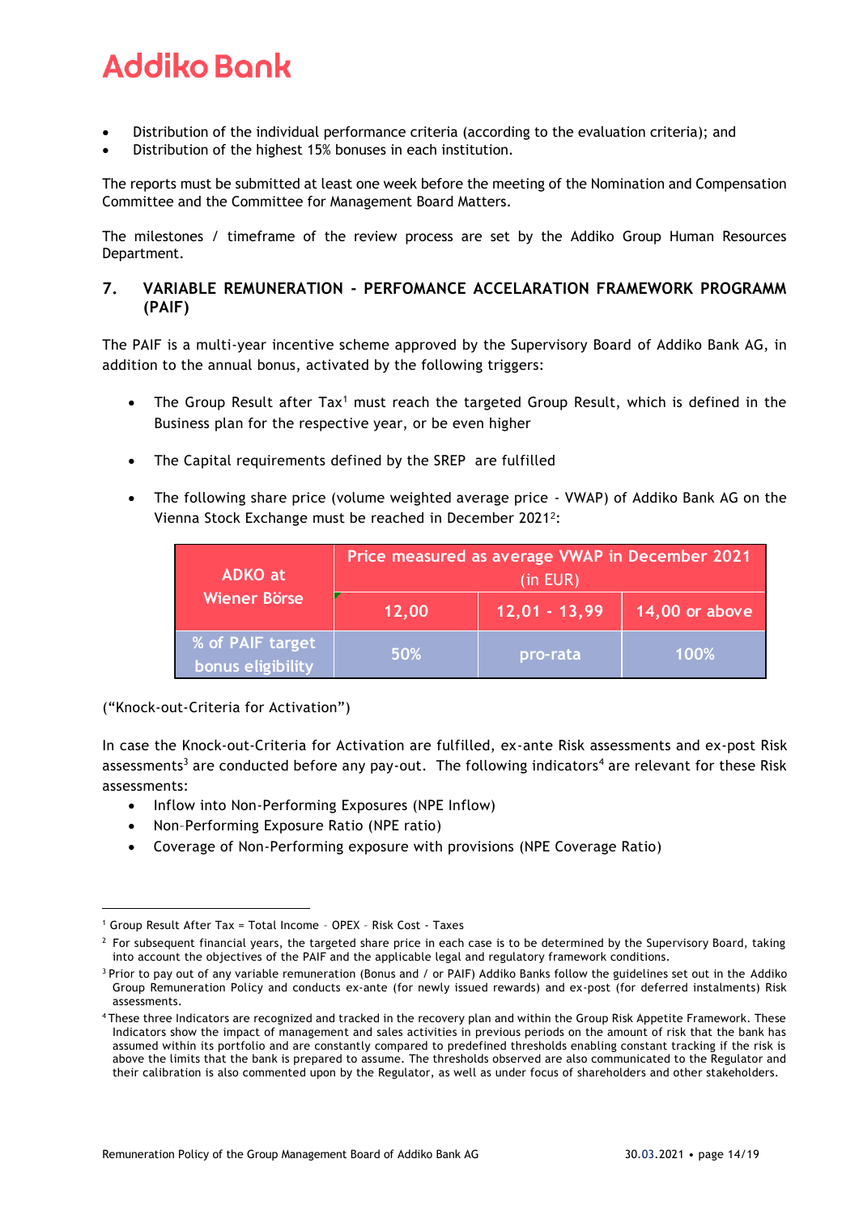- Distribution of the individual performance criteria (according to the evaluation criteria); and
- Distribution of the highest 15% bonuses in each institution.

The reports must be submitted at least one week before the meeting of the Nomination and Compensation Committee and the Committee for Management Board Matters.

The milestones / timeframe of the review process are set by the Addiko Group Human Resources Department.

## 7. VARIABLE REMUNERATION - PERFOMANCE ACCELARATION FRAMEWORK PROGRAMM (PAIF)

The PAIF is a multi-year incentive scheme approved by the Supervisory Board of Addiko Bank AG, in addition to the annual bonus, activated by the following triggers:

- The Group Result after Tax[1] must reach the targeted Group Result, which is defined in the Business plan for the respective year, or be even higher
- The Capital requirements defined by the SREP are fulfilled
- The following share price (volume weighted average price - VWAP) of Addiko Bank AG on the Vienna Stock Exchange must be reached in December 2021[2]:

| ADKO at Wiener Börse | Price measured as average VWAP in December 2021 (in EUR) | | |
|---|---|---|---|
| | 12,00 | 12,01 - 13,99 | 14,00 or above |
| % of PAIF target bonus eligibility | 50% | pro-rata | 100% |

("Knock-out-Criteria for Activation")

In case the Knock-out-Criteria for Activation are fulfilled, ex-ante Risk assessments and ex-post Risk assessments[3] are conducted before any pay-out. The following indicators[4] are relevant for these Risk assessments:

- Inflow into Non-Performing Exposures (NPE Inflow)
- Non-Performing Exposure Ratio (NPE ratio)
- Coverage of Non-Performing exposure with provisions (NPE Coverage Ratio)

---

[1] Group Result After Tax = Total Income – OPEX – Risk Cost - Taxes

[2] For subsequent financial years, the targeted share price in each case is to be determined by the Supervisory Board, taking into account the objectives of the PAIF and the applicable legal and regulatory framework conditions.

[3] Prior to pay out of any variable remuneration (Bonus and / or PAIF) Addiko Banks follow the guidelines set out in the Addiko Group Remuneration Policy and conducts ex-ante (for newly issued rewards) and ex-post (for deferred instalments) Risk assessments.

[4] These three Indicators are recognized and tracked in the recovery plan and within the Group Risk Appetite Framework. These Indicators show the impact of management and sales activities in previous periods on the amount of risk that the bank has assumed within its portfolio and are constantly compared to predefined thresholds enabling constant tracking if the risk is above the limits that the bank is prepared to assume. The thresholds observed are also communicated to the Regulator and their calibration is also commented upon by the Regulator, as well as under focus of shareholders and other stakeholders.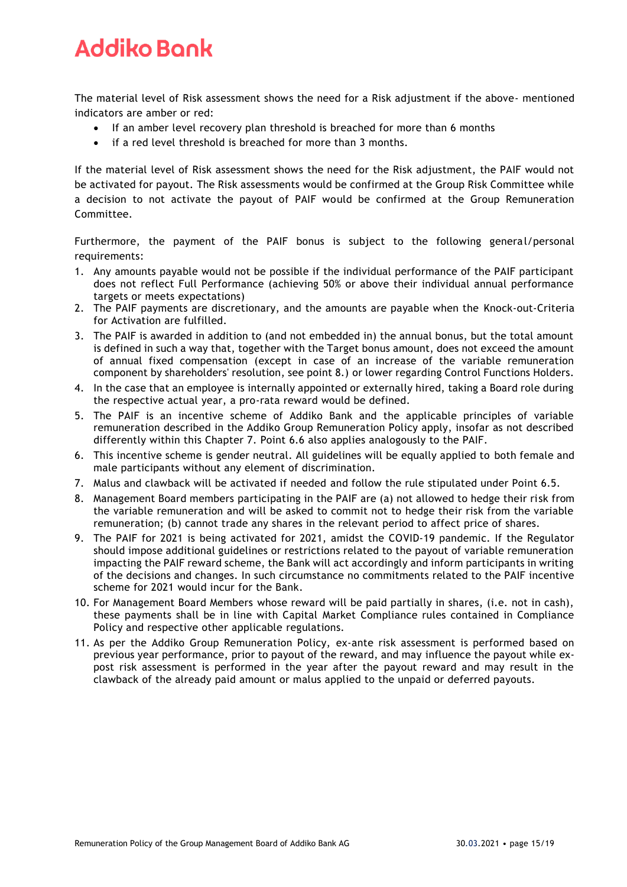The material level of Risk assessment shows the need for a Risk adjustment if the above- mentioned indicators are amber or red:

- If an amber level recovery plan threshold is breached for more than 6 months
- if a red level threshold is breached for more than 3 months.

If the material level of Risk assessment shows the need for the Risk adjustment, the PAIF would not be activated for payout. The Risk assessments would be confirmed at the Group Risk Committee while a decision to not activate the payout of PAIF would be confirmed at the Group Remuneration Committee.

Furthermore, the payment of the PAIF bonus is subject to the following general/personal requirements:

1. Any amounts payable would not be possible if the individual performance of the PAIF participant does not reflect Full Performance (achieving 50% or above their individual annual performance targets or meets expectations)
2. The PAIF payments are discretionary, and the amounts are payable when the Knock-out-Criteria for Activation are fulfilled.
3. The PAIF is awarded in addition to (and not embedded in) the annual bonus, but the total amount is defined in such a way that, together with the Target bonus amount, does not exceed the amount of annual fixed compensation (except in case of an increase of the variable remuneration component by shareholders' resolution, see point 8.) or lower regarding Control Functions Holders.
4. In the case that an employee is internally appointed or externally hired, taking a Board role during the respective actual year, a pro-rata reward would be defined.
5. The PAIF is an incentive scheme of Addiko Bank and the applicable principles of variable remuneration described in the Addiko Group Remuneration Policy apply, insofar as not described differently within this Chapter 7. Point 6.6 also applies analogously to the PAIF.
6. This incentive scheme is gender neutral. All guidelines will be equally applied to both female and male participants without any element of discrimination.
7. Malus and clawback will be activated if needed and follow the rule stipulated under Point 6.5.
8. Management Board members participating in the PAIF are (a) not allowed to hedge their risk from the variable remuneration and will be asked to commit not to hedge their risk from the variable remuneration; (b) cannot trade any shares in the relevant period to affect price of shares.
9. The PAIF for 2021 is being activated for 2021, amidst the COVID-19 pandemic. If the Regulator should impose additional guidelines or restrictions related to the payout of variable remuneration impacting the PAIF reward scheme, the Bank will act accordingly and inform participants in writing of the decisions and changes. In such circumstance no commitments related to the PAIF incentive scheme for 2021 would incur for the Bank.
10. For Management Board Members whose reward will be paid partially in shares, (i.e. not in cash), these payments shall be in line with Capital Market Compliance rules contained in Compliance Policy and respective other applicable regulations.
11. As per the Addiko Group Remuneration Policy, ex-ante risk assessment is performed based on previous year performance, prior to payout of the reward, and may influence the payout while ex-post risk assessment is performed in the year after the payout reward and may result in the clawback of the already paid amount or malus applied to the unpaid or deferred payouts.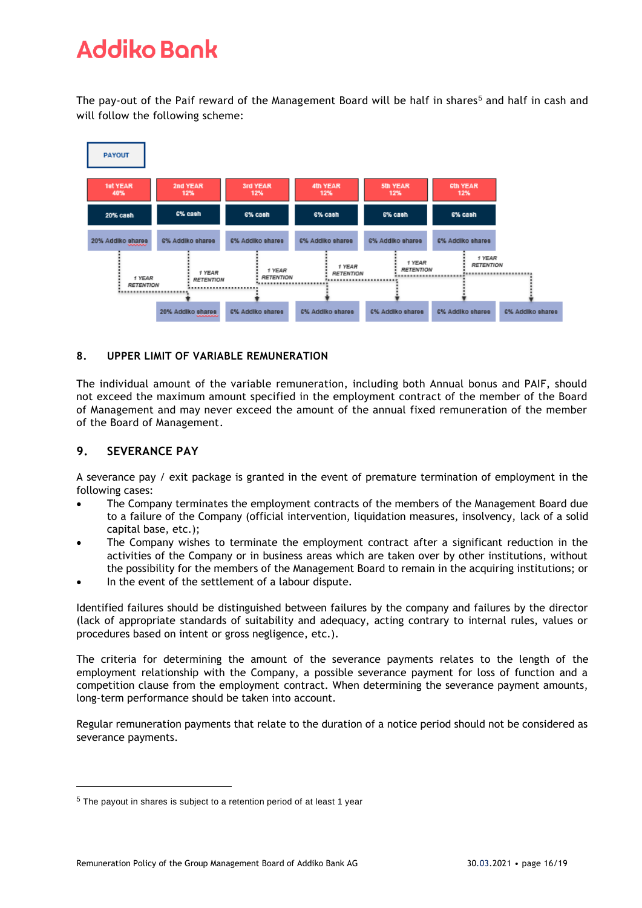The pay-out of the Paif reward of the Management Board will be half in shares[5] and half in cash and will follow the following scheme:

**PAYOUT**

| 1st YEAR 40% | 2nd YEAR 12% | 3rd YEAR 12% | 4th YEAR 12% | 5th YEAR 12% | 6th YEAR 12% | |
|---|---|---|---|---|---|---|
| 20% cash | 6% cash | 6% cash | 6% cash | 6% cash | 6% cash | |
| 20% Addiko shares | 6% Addiko shares | 6% Addiko shares | 6% Addiko shares | 6% Addiko shares | 6% Addiko shares | |
| 1 YEAR RETENTION | 1 YEAR RETENTION | 1 YEAR RETENTION | 1 YEAR RETENTION | 1 YEAR RETENTION | 1 YEAR RETENTION | |
| | 20% Addiko shares | 6% Addiko shares | 6% Addiko shares | 6% Addiko shares | 6% Addiko shares | 6% Addiko shares |

## 8. UPPER LIMIT OF VARIABLE REMUNERATION

The individual amount of the variable remuneration, including both Annual bonus and PAIF, should not exceed the maximum amount specified in the employment contract of the member of the Board of Management and may never exceed the amount of the annual fixed remuneration of the member of the Board of Management.

## 9. SEVERANCE PAY

A severance pay / exit package is granted in the event of premature termination of employment in the following cases:

- The Company terminates the employment contracts of the members of the Management Board due to a failure of the Company (official intervention, liquidation measures, insolvency, lack of a solid capital base, etc.);
- The Company wishes to terminate the employment contract after a significant reduction in the activities of the Company or in business areas which are taken over by other institutions, without the possibility for the members of the Management Board to remain in the acquiring institutions; or
- In the event of the settlement of a labour dispute.

Identified failures should be distinguished between failures by the company and failures by the director (lack of appropriate standards of suitability and adequacy, acting contrary to internal rules, values or procedures based on intent or gross negligence, etc.).

The criteria for determining the amount of the severance payments relates to the length of the employment relationship with the Company, a possible severance payment for loss of function and a competition clause from the employment contract. When determining the severance payment amounts, long-term performance should be taken into account.

Regular remuneration payments that relate to the duration of a notice period should not be considered as severance payments.

---

[5] The payout in shares is subject to a retention period of at least 1 year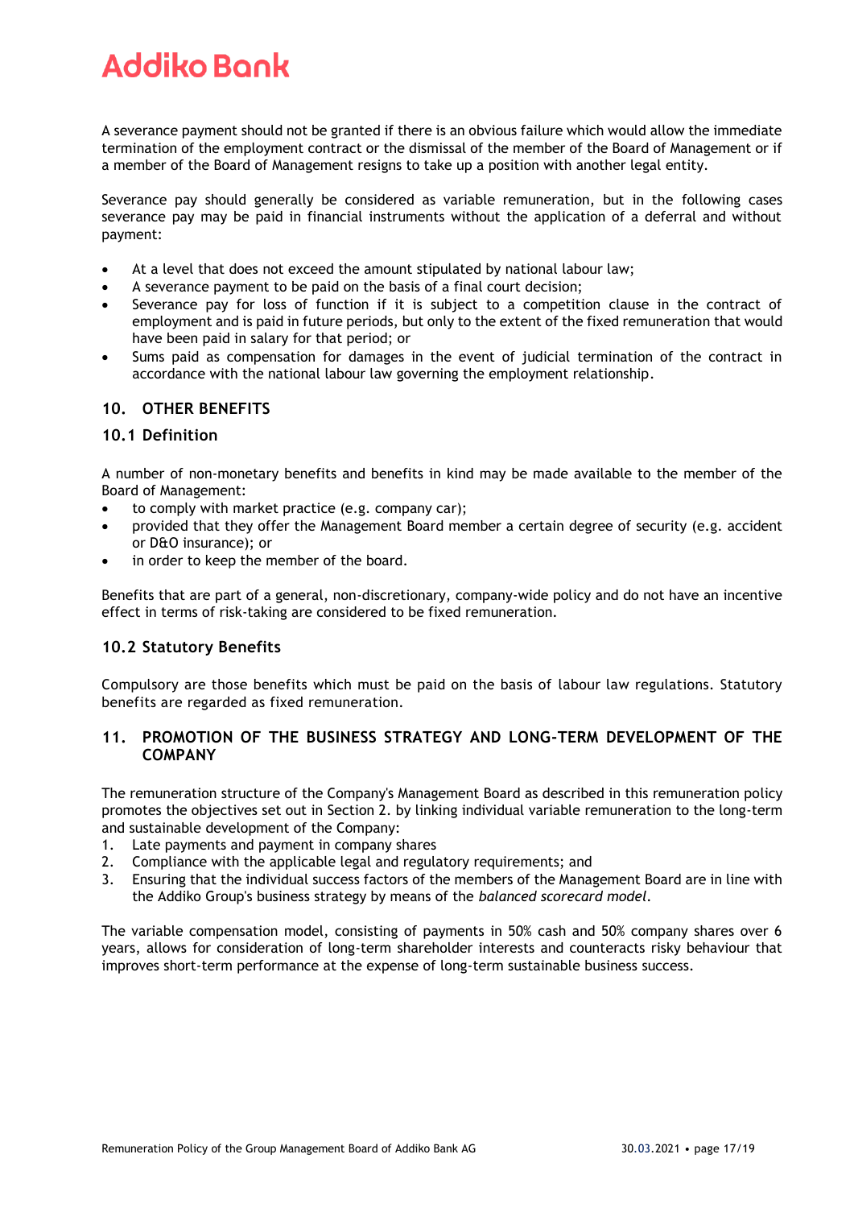A severance payment should not be granted if there is an obvious failure which would allow the immediate termination of the employment contract or the dismissal of the member of the Board of Management or if a member of the Board of Management resigns to take up a position with another legal entity.

Severance pay should generally be considered as variable remuneration, but in the following cases severance pay may be paid in financial instruments without the application of a deferral and without payment:

- At a level that does not exceed the amount stipulated by national labour law;
- A severance payment to be paid on the basis of a final court decision;
- Severance pay for loss of function if it is subject to a competition clause in the contract of employment and is paid in future periods, but only to the extent of the fixed remuneration that would have been paid in salary for that period; or
- Sums paid as compensation for damages in the event of judicial termination of the contract in accordance with the national labour law governing the employment relationship.

## 10. OTHER BENEFITS

### 10.1 Definition

A number of non-monetary benefits and benefits in kind may be made available to the member of the Board of Management:

- to comply with market practice (e.g. company car);
- provided that they offer the Management Board member a certain degree of security (e.g. accident or D&O insurance); or
- in order to keep the member of the board.

Benefits that are part of a general, non-discretionary, company-wide policy and do not have an incentive effect in terms of risk-taking are considered to be fixed remuneration.

### 10.2 Statutory Benefits

Compulsory are those benefits which must be paid on the basis of labour law regulations. Statutory benefits are regarded as fixed remuneration.

## 11. PROMOTION OF THE BUSINESS STRATEGY AND LONG-TERM DEVELOPMENT OF THE COMPANY

The remuneration structure of the Company's Management Board as described in this remuneration policy promotes the objectives set out in Section 2. by linking individual variable remuneration to the long-term and sustainable development of the Company:

1. Late payments and payment in company shares
2. Compliance with the applicable legal and regulatory requirements; and
3. Ensuring that the individual success factors of the members of the Management Board are in line with the Addiko Group's business strategy by means of the *balanced scorecard model*.

The variable compensation model, consisting of payments in 50% cash and 50% company shares over 6 years, allows for consideration of long-term shareholder interests and counteracts risky behaviour that improves short-term performance at the expense of long-term sustainable business success.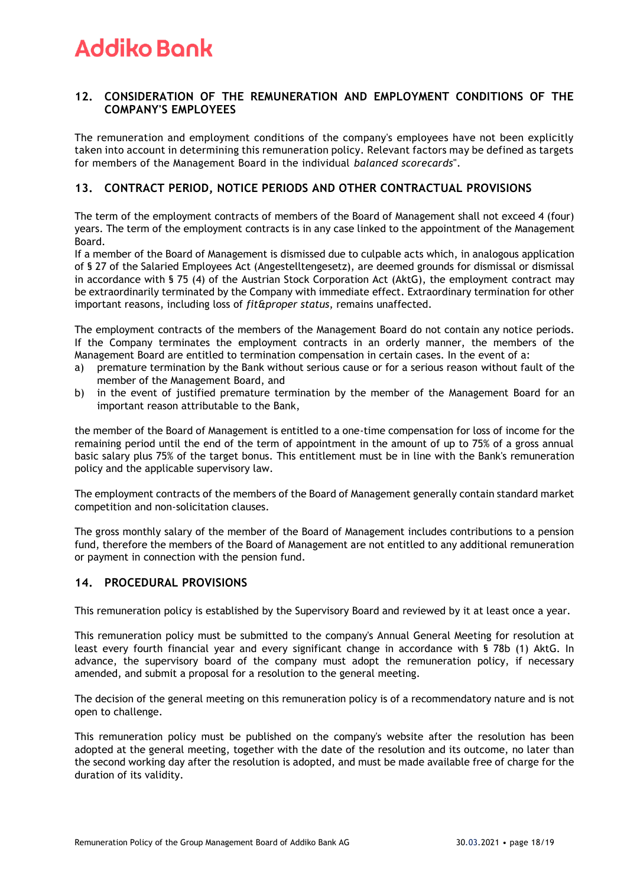## 12. CONSIDERATION OF THE REMUNERATION AND EMPLOYMENT CONDITIONS OF THE COMPANY'S EMPLOYEES

The remuneration and employment conditions of the company's employees have not been explicitly taken into account in determining this remuneration policy. Relevant factors may be defined as targets for members of the Management Board in the individual *balanced scorecards*".

## 13. CONTRACT PERIOD, NOTICE PERIODS AND OTHER CONTRACTUAL PROVISIONS

The term of the employment contracts of members of the Board of Management shall not exceed 4 (four) years. The term of the employment contracts is in any case linked to the appointment of the Management Board.

If a member of the Board of Management is dismissed due to culpable acts which, in analogous application of § 27 of the Salaried Employees Act (Angestelltengesetz), are deemed grounds for dismissal or dismissal in accordance with § 75 (4) of the Austrian Stock Corporation Act (AktG), the employment contract may be extraordinarily terminated by the Company with immediate effect. Extraordinary termination for other important reasons, including loss of *fit&proper status*, remains unaffected.

The employment contracts of the members of the Management Board do not contain any notice periods. If the Company terminates the employment contracts in an orderly manner, the members of the Management Board are entitled to termination compensation in certain cases. In the event of a:

a) premature termination by the Bank without serious cause or for a serious reason without fault of the member of the Management Board, and
b) in the event of justified premature termination by the member of the Management Board for an important reason attributable to the Bank,

the member of the Board of Management is entitled to a one-time compensation for loss of income for the remaining period until the end of the term of appointment in the amount of up to 75% of a gross annual basic salary plus 75% of the target bonus. This entitlement must be in line with the Bank's remuneration policy and the applicable supervisory law.

The employment contracts of the members of the Board of Management generally contain standard market competition and non-solicitation clauses.

The gross monthly salary of the member of the Board of Management includes contributions to a pension fund, therefore the members of the Board of Management are not entitled to any additional remuneration or payment in connection with the pension fund.

## 14. PROCEDURAL PROVISIONS

This remuneration policy is established by the Supervisory Board and reviewed by it at least once a year.

This remuneration policy must be submitted to the company's Annual General Meeting for resolution at least every fourth financial year and every significant change in accordance with § 78b (1) AktG. In advance, the supervisory board of the company must adopt the remuneration policy, if necessary amended, and submit a proposal for a resolution to the general meeting.

The decision of the general meeting on this remuneration policy is of a recommendatory nature and is not open to challenge.

This remuneration policy must be published on the company's website after the resolution has been adopted at the general meeting, together with the date of the resolution and its outcome, no later than the second working day after the resolution is adopted, and must be made available free of charge for the duration of its validity.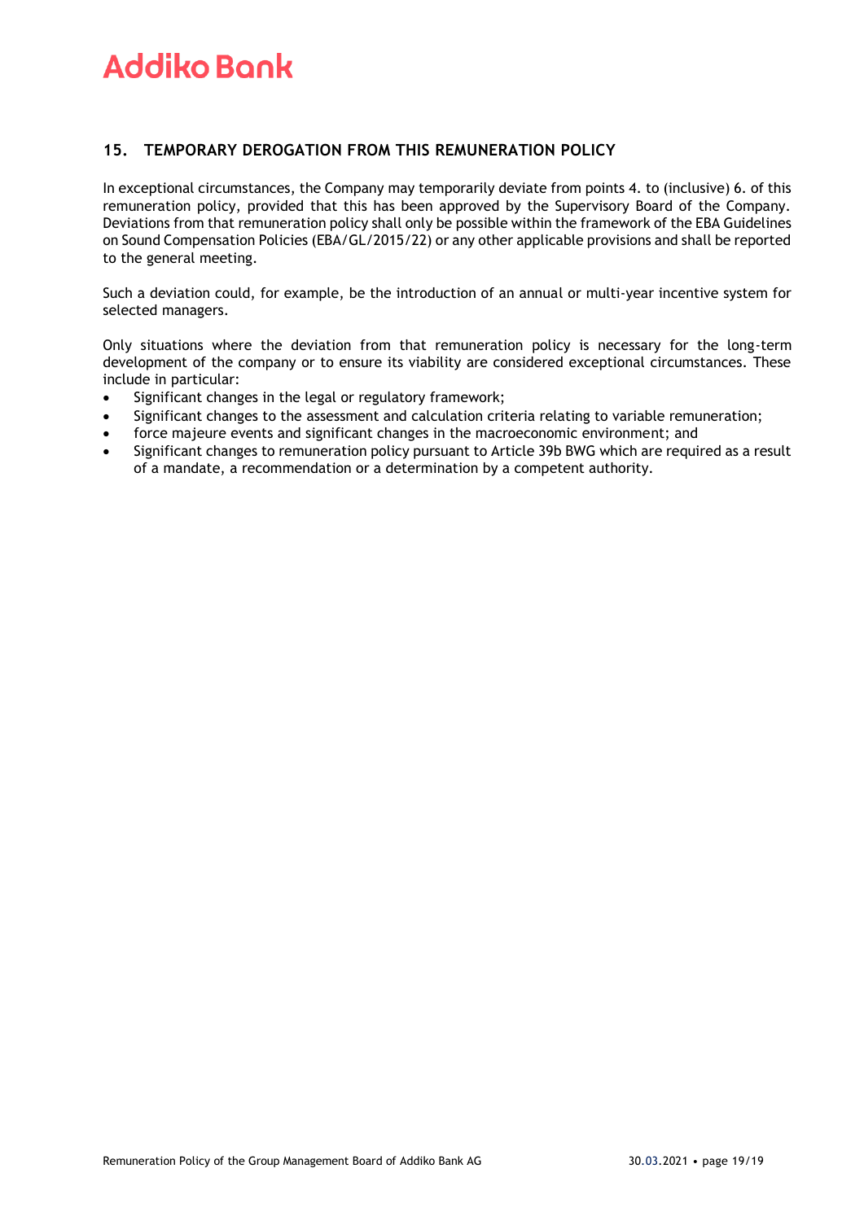## 15. TEMPORARY DEROGATION FROM THIS REMUNERATION POLICY

In exceptional circumstances, the Company may temporarily deviate from points 4. to (inclusive) 6. of this remuneration policy, provided that this has been approved by the Supervisory Board of the Company. Deviations from that remuneration policy shall only be possible within the framework of the EBA Guidelines on Sound Compensation Policies (EBA/GL/2015/22) or any other applicable provisions and shall be reported to the general meeting.

Such a deviation could, for example, be the introduction of an annual or multi-year incentive system for selected managers.

Only situations where the deviation from that remuneration policy is necessary for the long-term development of the company or to ensure its viability are considered exceptional circumstances. These include in particular:

- Significant changes in the legal or regulatory framework;
- Significant changes to the assessment and calculation criteria relating to variable remuneration;
- force majeure events and significant changes in the macroeconomic environment; and
- Significant changes to remuneration policy pursuant to Article 39b BWG which are required as a result of a mandate, a recommendation or a determination by a competent authority.